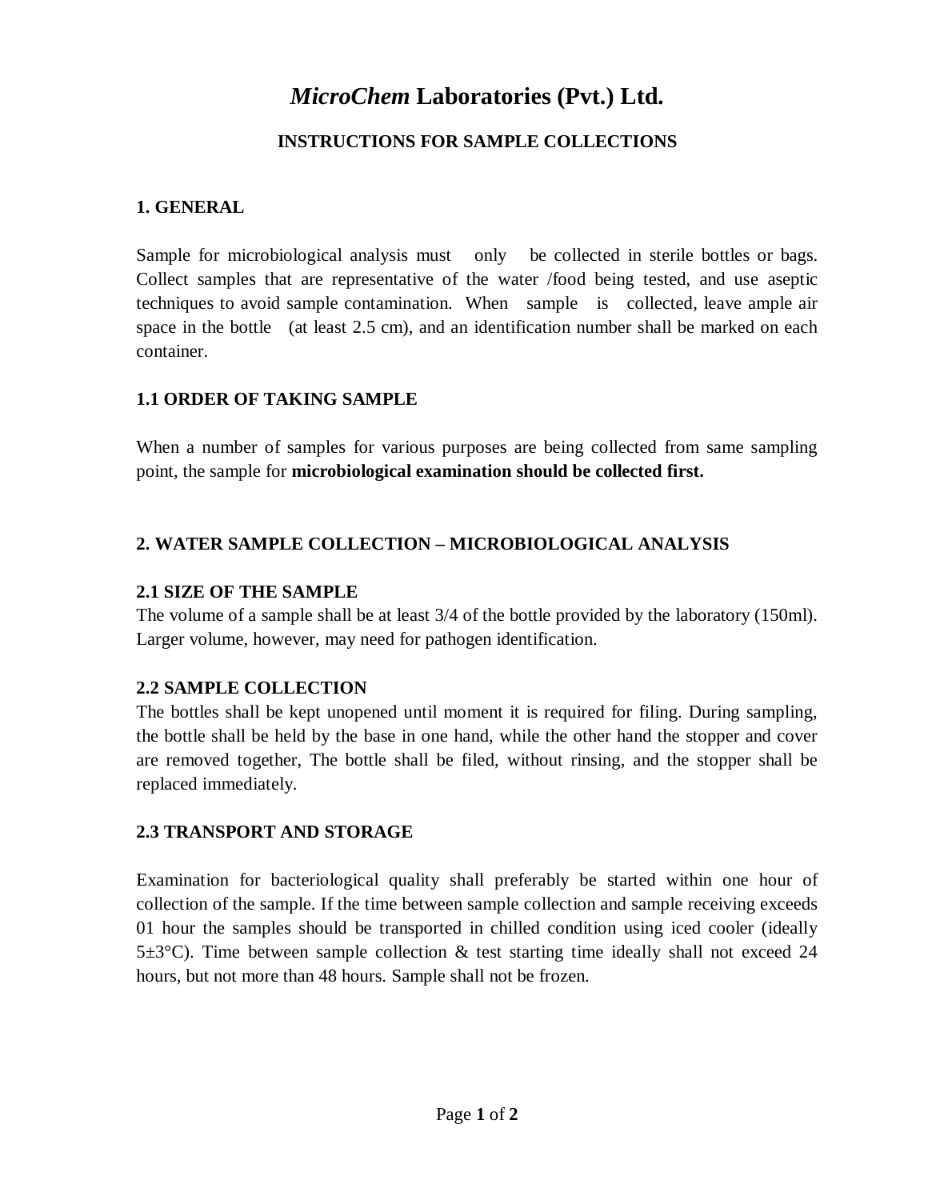# *MicroChem* Laboratories (Pvt.) Ltd.

## INSTRUCTIONS FOR SAMPLE COLLECTIONS

### 1. GENERAL

Sample for microbiological analysis must only be collected in sterile bottles or bags. Collect samples that are representative of the water /food being tested, and use aseptic techniques to avoid sample contamination. When sample is collected, leave ample air space in the bottle (at least 2.5 cm), and an identification number shall be marked on each container.

### 1.1 ORDER OF TAKING SAMPLE

When a number of samples for various purposes are being collected from same sampling point, the sample for **microbiological examination should be collected first.**

### 2. WATER SAMPLE COLLECTION – MICROBIOLOGICAL ANALYSIS

### 2.1 SIZE OF THE SAMPLE

The volume of a sample shall be at least 3/4 of the bottle provided by the laboratory (150ml). Larger volume, however, may need for pathogen identification.

### 2.2 SAMPLE COLLECTION

The bottles shall be kept unopened until moment it is required for filing. During sampling, the bottle shall be held by the base in one hand, while the other hand the stopper and cover are removed together, The bottle shall be filed, without rinsing, and the stopper shall be replaced immediately.

### 2.3 TRANSPORT AND STORAGE

Examination for bacteriological quality shall preferably be started within one hour of collection of the sample. If the time between sample collection and sample receiving exceeds 01 hour the samples should be transported in chilled condition using iced cooler (ideally 5±3°C). Time between sample collection & test starting time ideally shall not exceed 24 hours, but not more than 48 hours. Sample shall not be frozen.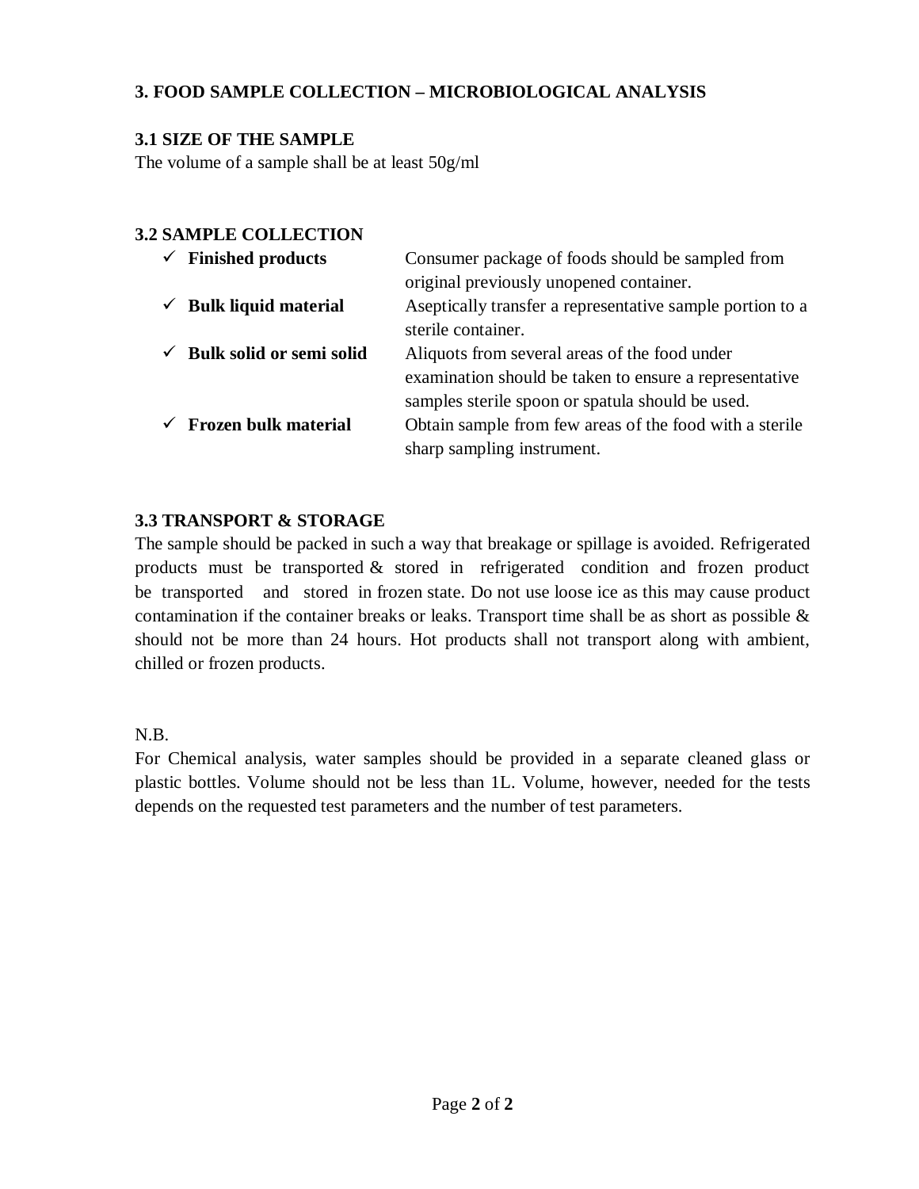## 3. FOOD SAMPLE COLLECTION – MICROBIOLOGICAL ANALYSIS

### 3.1 SIZE OF THE SAMPLE

The volume of a sample shall be at least 50g/ml

### 3.2 SAMPLE COLLECTION

- ✓ **Finished products** — Consumer package of foods should be sampled from original previously unopened container.
- ✓ **Bulk liquid material** — Aseptically transfer a representative sample portion to a sterile container.
- ✓ **Bulk solid or semi solid** — Aliquots from several areas of the food under examination should be taken to ensure a representative samples sterile spoon or spatula should be used.
- ✓ **Frozen bulk material** — Obtain sample from few areas of the food with a sterile sharp sampling instrument.

### 3.3 TRANSPORT & STORAGE

The sample should be packed in such a way that breakage or spillage is avoided. Refrigerated products must be transported & stored in refrigerated condition and frozen product be transported and stored in frozen state. Do not use loose ice as this may cause product contamination if the container breaks or leaks. Transport time shall be as short as possible & should not be more than 24 hours. Hot products shall not transport along with ambient, chilled or frozen products.

N.B.

For Chemical analysis, water samples should be provided in a separate cleaned glass or plastic bottles. Volume should not be less than 1L. Volume, however, needed for the tests depends on the requested test parameters and the number of test parameters.